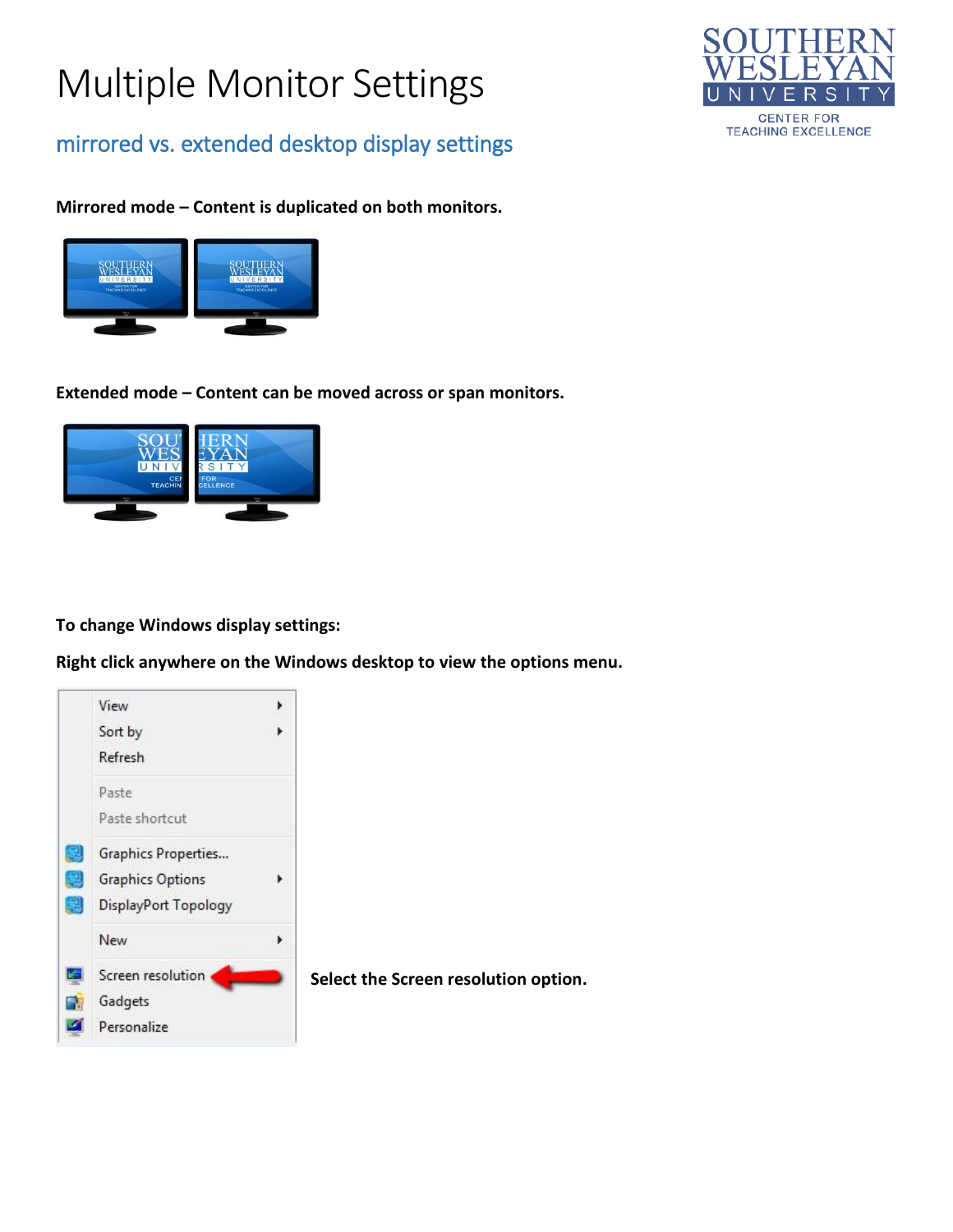# Multiple Monitor Settings

## mirrored vs. extended desktop display settings

**Mirrored mode – Content is duplicated on both monitors.**

**Extended mode – Content can be moved across or span monitors.**

**To change Windows display settings:**

**Right click anywhere on the Windows desktop to view the options menu.**

**Select the Screen resolution option.**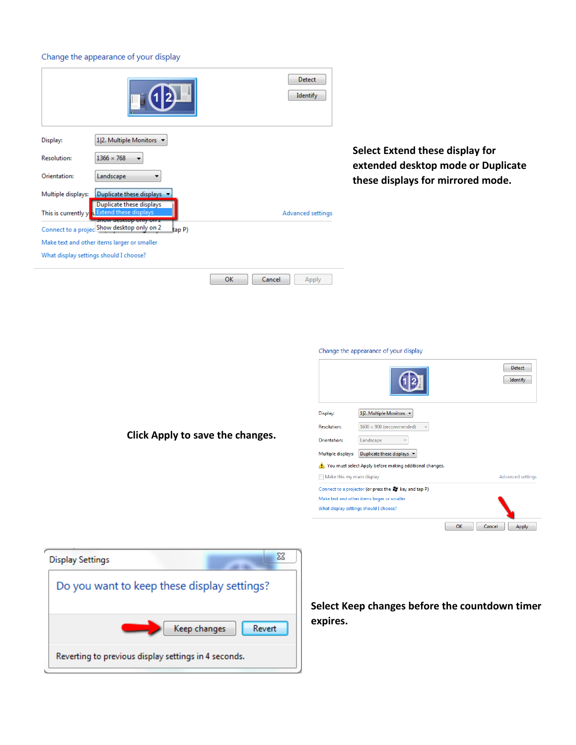Select Extend these display for extended desktop mode or Duplicate these displays for mirrored mode.

Click Apply to save the changes.

Select Keep changes before the countdown timer expires.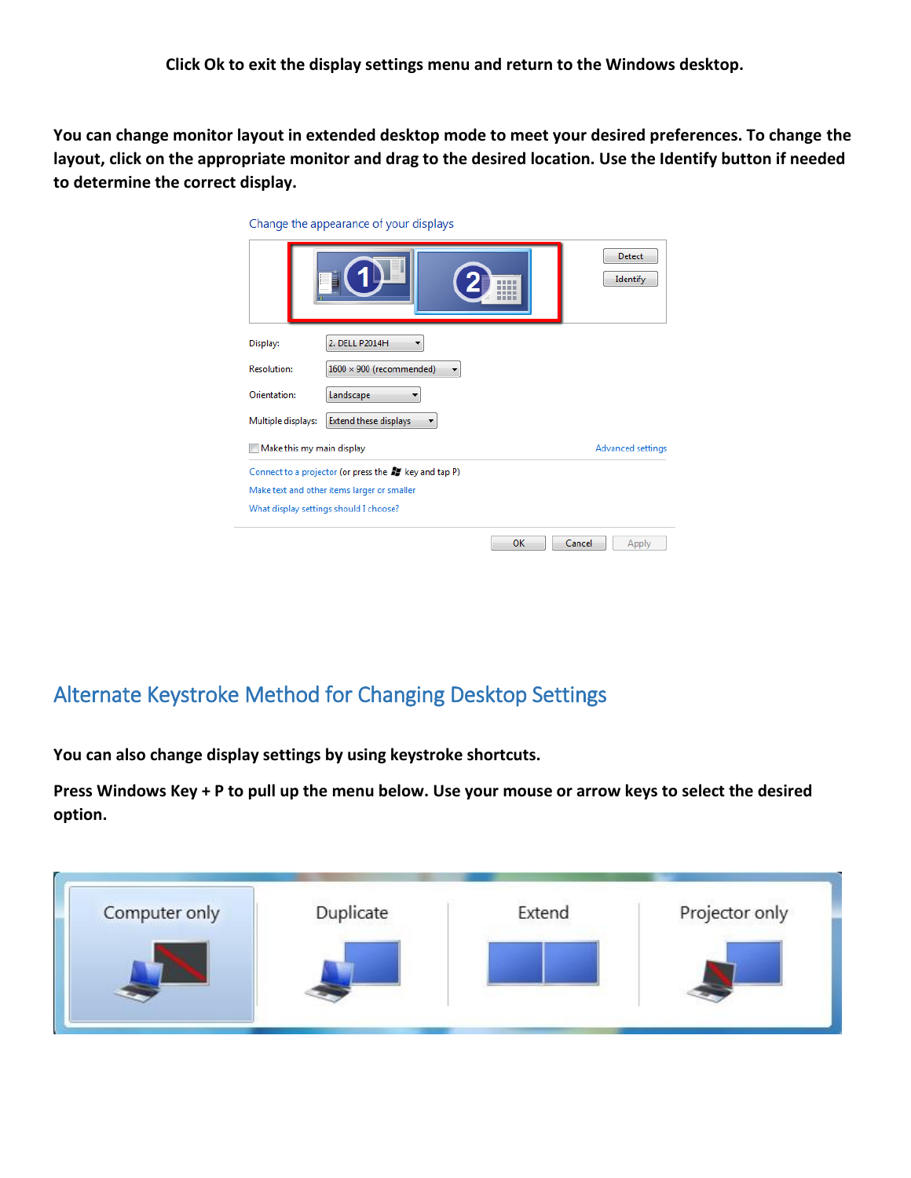**Click Ok to exit the display settings menu and return to the Windows desktop.**

**You can change monitor layout in extended desktop mode to meet your desired preferences. To change the layout, click on the appropriate monitor and drag to the desired location. Use the Identify button if needed to determine the correct display.**

## Alternate Keystroke Method for Changing Desktop Settings

**You can also change display settings by using keystroke shortcuts.**

**Press Windows Key + P to pull up the menu below. Use your mouse or arrow keys to select the desired option.**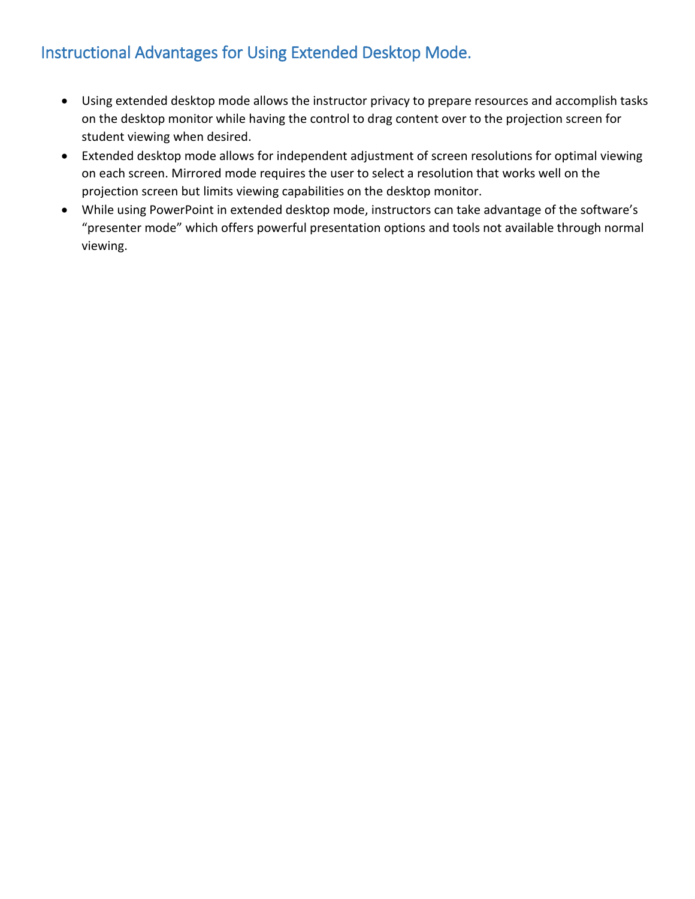## Instructional Advantages for Using Extended Desktop Mode.

- Using extended desktop mode allows the instructor privacy to prepare resources and accomplish tasks on the desktop monitor while having the control to drag content over to the projection screen for student viewing when desired.
- Extended desktop mode allows for independent adjustment of screen resolutions for optimal viewing on each screen. Mirrored mode requires the user to select a resolution that works well on the projection screen but limits viewing capabilities on the desktop monitor.
- While using PowerPoint in extended desktop mode, instructors can take advantage of the software's "presenter mode" which offers powerful presentation options and tools not available through normal viewing.